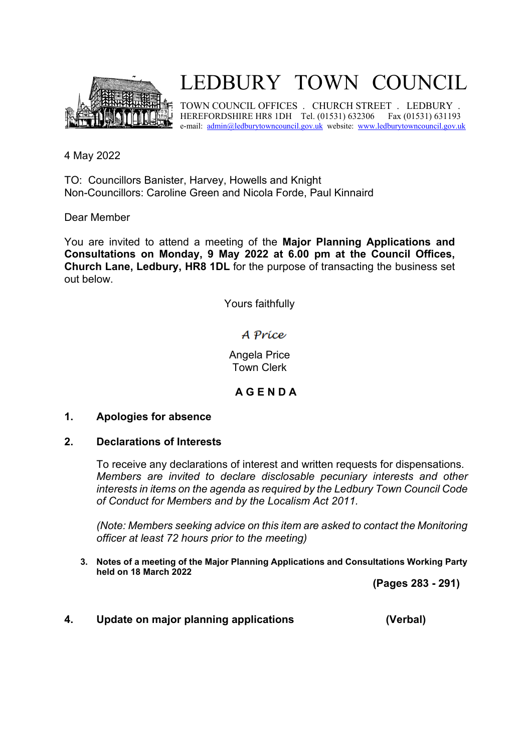# LEDBURY TOWN COUNCIL

TOWN COUNCIL OFFICES . CHURCH STREET . LEDBURY . HEREFORDSHIRE HR8 1DH Tel. (01531) 632306 Fax (01531) 631193
e-mail: admin@ledburytowncouncil.gov.uk website: www.ledburytowncouncil.gov.uk

4 May 2022

TO: Councillors Banister, Harvey, Howells and Knight
Non-Councillors: Caroline Green and Nicola Forde, Paul Kinnaird

Dear Member

You are invited to attend a meeting of the **Major Planning Applications and Consultations on Monday, 9 May 2022 at 6.00 pm at the Council Offices, Church Lane, Ledbury, HR8 1DL** for the purpose of transacting the business set out below.

Yours faithfully

*A Price*

Angela Price
Town Clerk

## A G E N D A

**1. Apologies for absence**

**2. Declarations of Interests**

To receive any declarations of interest and written requests for dispensations. *Members are invited to declare disclosable pecuniary interests and other interests in items on the agenda as required by the Ledbury Town Council Code of Conduct for Members and by the Localism Act 2011.*

*(Note: Members seeking advice on this item are asked to contact the Monitoring officer at least 72 hours prior to the meeting)*

**3. Notes of a meeting of the Major Planning Applications and Consultations Working Party held on 18 March 2022**

**(Pages 283 - 291)**

**4. Update on major planning applications** **(Verbal)**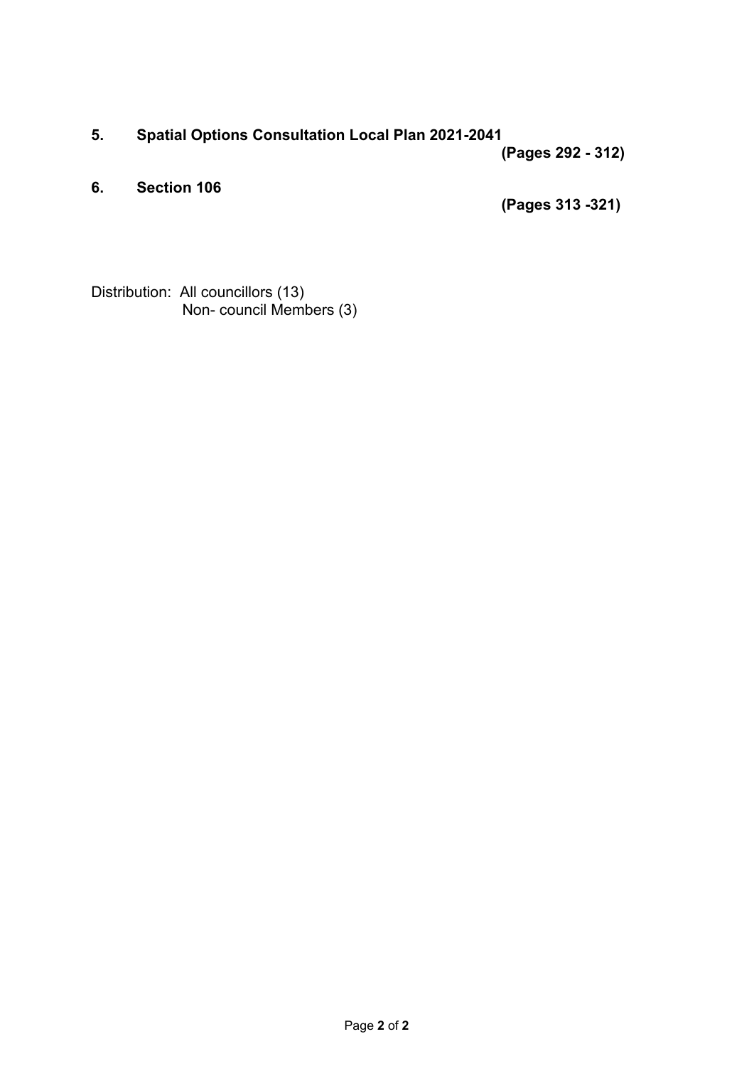**5. Spatial Options Consultation Local Plan 2021-2041**

**(Pages 292 - 312)**

**6. Section 106**

**(Pages 313 -321)**

Distribution: All councillors (13)
Non- council Members (3)